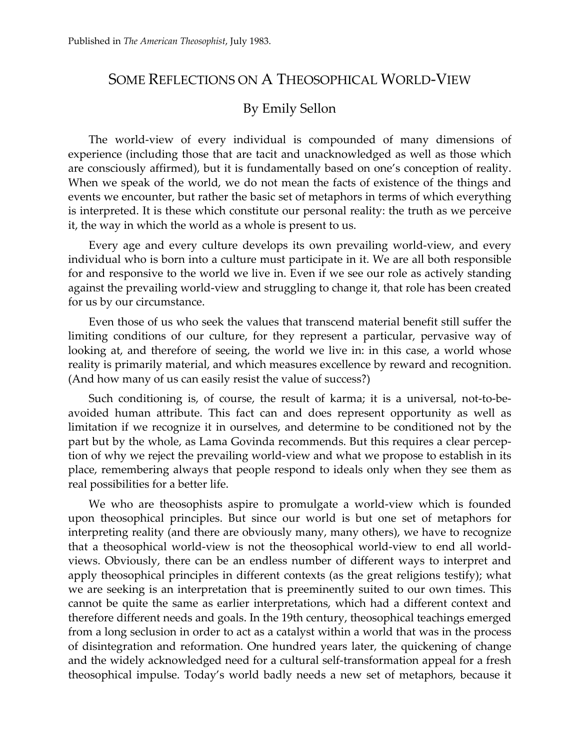Published in *The American Theosophist*, July 1983.

# SOME REFLECTIONS ON A THEOSOPHICAL WORLD-VIEW

## By Emily Sellon

The world-view of every individual is compounded of many dimensions of experience (including those that are tacit and unacknowledged as well as those which are consciously affirmed), but it is fundamentally based on one's conception of reality. When we speak of the world, we do not mean the facts of existence of the things and events we encounter, but rather the basic set of metaphors in terms of which everything is interpreted. It is these which constitute our personal reality: the truth as we perceive it, the way in which the world as a whole is present to us.

Every age and every culture develops its own prevailing world-view, and every individual who is born into a culture must participate in it. We are all both responsible for and responsive to the world we live in. Even if we see our role as actively standing against the prevailing world-view and struggling to change it, that role has been created for us by our circumstance.

Even those of us who seek the values that transcend material benefit still suffer the limiting conditions of our culture, for they represent a particular, pervasive way of looking at, and therefore of seeing, the world we live in: in this case, a world whose reality is primarily material, and which measures excellence by reward and recognition. (And how many of us can easily resist the value of success?)

Such conditioning is, of course, the result of karma; it is a universal, not-to-be-avoided human attribute. This fact can and does represent opportunity as well as limitation if we recognize it in ourselves, and determine to be conditioned not by the part but by the whole, as Lama Govinda recommends. But this requires a clear perception of why we reject the prevailing world-view and what we propose to establish in its place, remembering always that people respond to ideals only when they see them as real possibilities for a better life.

We who are theosophists aspire to promulgate a world-view which is founded upon theosophical principles. But since our world is but one set of metaphors for interpreting reality (and there are obviously many, many others), we have to recognize that a theosophical world-view is not the theosophical world-view to end all world-views. Obviously, there can be an endless number of different ways to interpret and apply theosophical principles in different contexts (as the great religions testify); what we are seeking is an interpretation that is preeminently suited to our own times. This cannot be quite the same as earlier interpretations, which had a different context and therefore different needs and goals. In the 19th century, theosophical teachings emerged from a long seclusion in order to act as a catalyst within a world that was in the process of disintegration and reformation. One hundred years later, the quickening of change and the widely acknowledged need for a cultural self-transformation appeal for a fresh theosophical impulse. Today's world badly needs a new set of metaphors, because it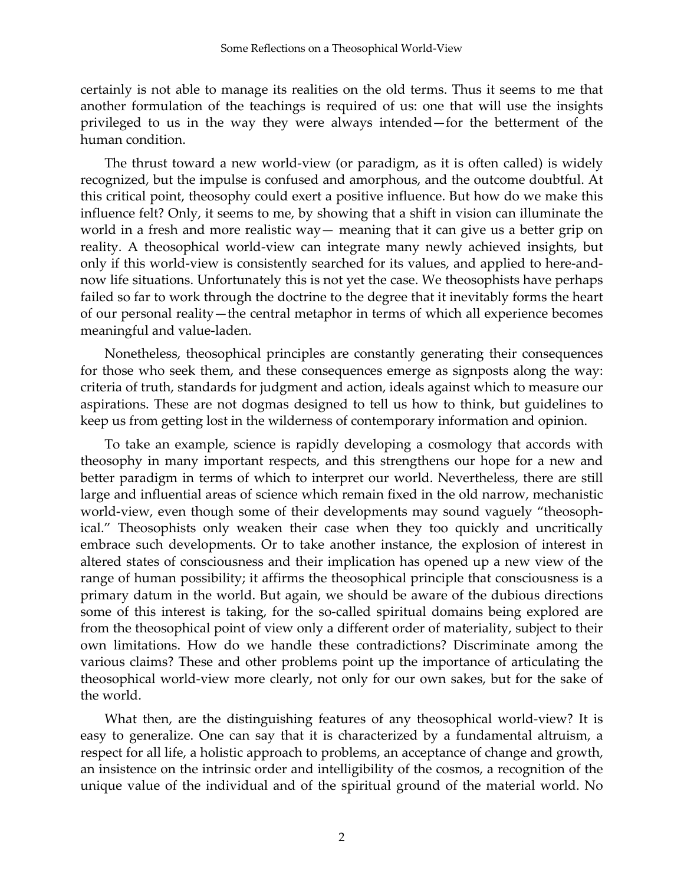certainly is not able to manage its realities on the old terms. Thus it seems to me that another formulation of the teachings is required of us: one that will use the insights privileged to us in the way they were always intended—for the betterment of the human condition.

The thrust toward a new world-view (or paradigm, as it is often called) is widely recognized, but the impulse is confused and amorphous, and the outcome doubtful. At this critical point, theosophy could exert a positive influence. But how do we make this influence felt? Only, it seems to me, by showing that a shift in vision can illuminate the world in a fresh and more realistic way— meaning that it can give us a better grip on reality. A theosophical world-view can integrate many newly achieved insights, but only if this world-view is consistently searched for its values, and applied to here-and-now life situations. Unfortunately this is not yet the case. We theosophists have perhaps failed so far to work through the doctrine to the degree that it inevitably forms the heart of our personal reality—the central metaphor in terms of which all experience becomes meaningful and value-laden.

Nonetheless, theosophical principles are constantly generating their consequences for those who seek them, and these consequences emerge as signposts along the way: criteria of truth, standards for judgment and action, ideals against which to measure our aspirations. These are not dogmas designed to tell us how to think, but guidelines to keep us from getting lost in the wilderness of contemporary information and opinion.

To take an example, science is rapidly developing a cosmology that accords with theosophy in many important respects, and this strengthens our hope for a new and better paradigm in terms of which to interpret our world. Nevertheless, there are still large and influential areas of science which remain fixed in the old narrow, mechanistic world-view, even though some of their developments may sound vaguely "theosophical." Theosophists only weaken their case when they too quickly and uncritically embrace such developments. Or to take another instance, the explosion of interest in altered states of consciousness and their implication has opened up a new view of the range of human possibility; it affirms the theosophical principle that consciousness is a primary datum in the world. But again, we should be aware of the dubious directions some of this interest is taking, for the so-called spiritual domains being explored are from the theosophical point of view only a different order of materiality, subject to their own limitations. How do we handle these contradictions? Discriminate among the various claims? These and other problems point up the importance of articulating the theosophical world-view more clearly, not only for our own sakes, but for the sake of the world.

What then, are the distinguishing features of any theosophical world-view? It is easy to generalize. One can say that it is characterized by a fundamental altruism, a respect for all life, a holistic approach to problems, an acceptance of change and growth, an insistence on the intrinsic order and intelligibility of the cosmos, a recognition of the unique value of the individual and of the spiritual ground of the material world. No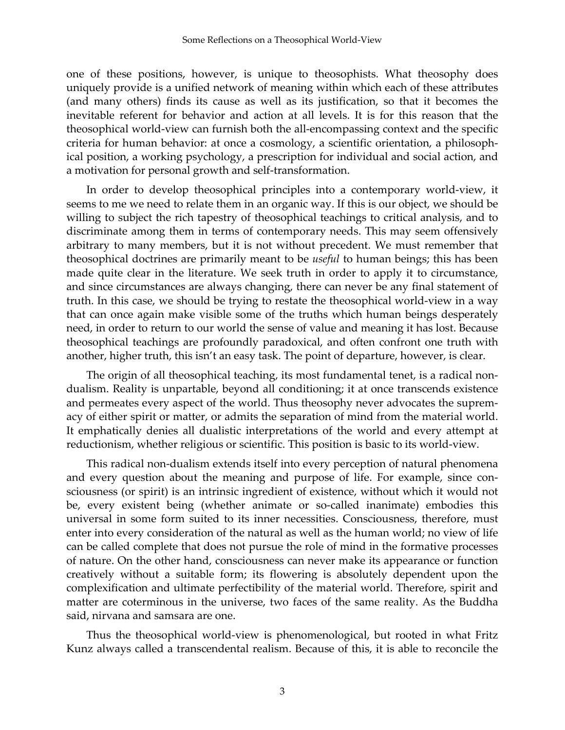one of these positions, however, is unique to theosophists. What theosophy does uniquely provide is a unified network of meaning within which each of these attributes (and many others) finds its cause as well as its justification, so that it becomes the inevitable referent for behavior and action at all levels. It is for this reason that the theosophical world-view can furnish both the all-encompassing context and the specific criteria for human behavior: at once a cosmology, a scientific orientation, a philosophical position, a working psychology, a prescription for individual and social action, and a motivation for personal growth and self-transformation.

In order to develop theosophical principles into a contemporary world-view, it seems to me we need to relate them in an organic way. If this is our object, we should be willing to subject the rich tapestry of theosophical teachings to critical analysis, and to discriminate among them in terms of contemporary needs. This may seem offensively arbitrary to many members, but it is not without precedent. We must remember that theosophical doctrines are primarily meant to be *useful* to human beings; this has been made quite clear in the literature. We seek truth in order to apply it to circumstance, and since circumstances are always changing, there can never be any final statement of truth. In this case, we should be trying to restate the theosophical world-view in a way that can once again make visible some of the truths which human beings desperately need, in order to return to our world the sense of value and meaning it has lost. Because theosophical teachings are profoundly paradoxical, and often confront one truth with another, higher truth, this isn't an easy task. The point of departure, however, is clear.

The origin of all theosophical teaching, its most fundamental tenet, is a radical non-dualism. Reality is unpartable, beyond all conditioning; it at once transcends existence and permeates every aspect of the world. Thus theosophy never advocates the supremacy of either spirit or matter, or admits the separation of mind from the material world. It emphatically denies all dualistic interpretations of the world and every attempt at reductionism, whether religious or scientific. This position is basic to its world-view.

This radical non-dualism extends itself into every perception of natural phenomena and every question about the meaning and purpose of life. For example, since consciousness (or spirit) is an intrinsic ingredient of existence, without which it would not be, every existent being (whether animate or so-called inanimate) embodies this universal in some form suited to its inner necessities. Consciousness, therefore, must enter into every consideration of the natural as well as the human world; no view of life can be called complete that does not pursue the role of mind in the formative processes of nature. On the other hand, consciousness can never make its appearance or function creatively without a suitable form; its flowering is absolutely dependent upon the complexification and ultimate perfectibility of the material world. Therefore, spirit and matter are coterminous in the universe, two faces of the same reality. As the Buddha said, nirvana and samsara are one.

Thus the theosophical world-view is phenomenological, but rooted in what Fritz Kunz always called a transcendental realism. Because of this, it is able to reconcile the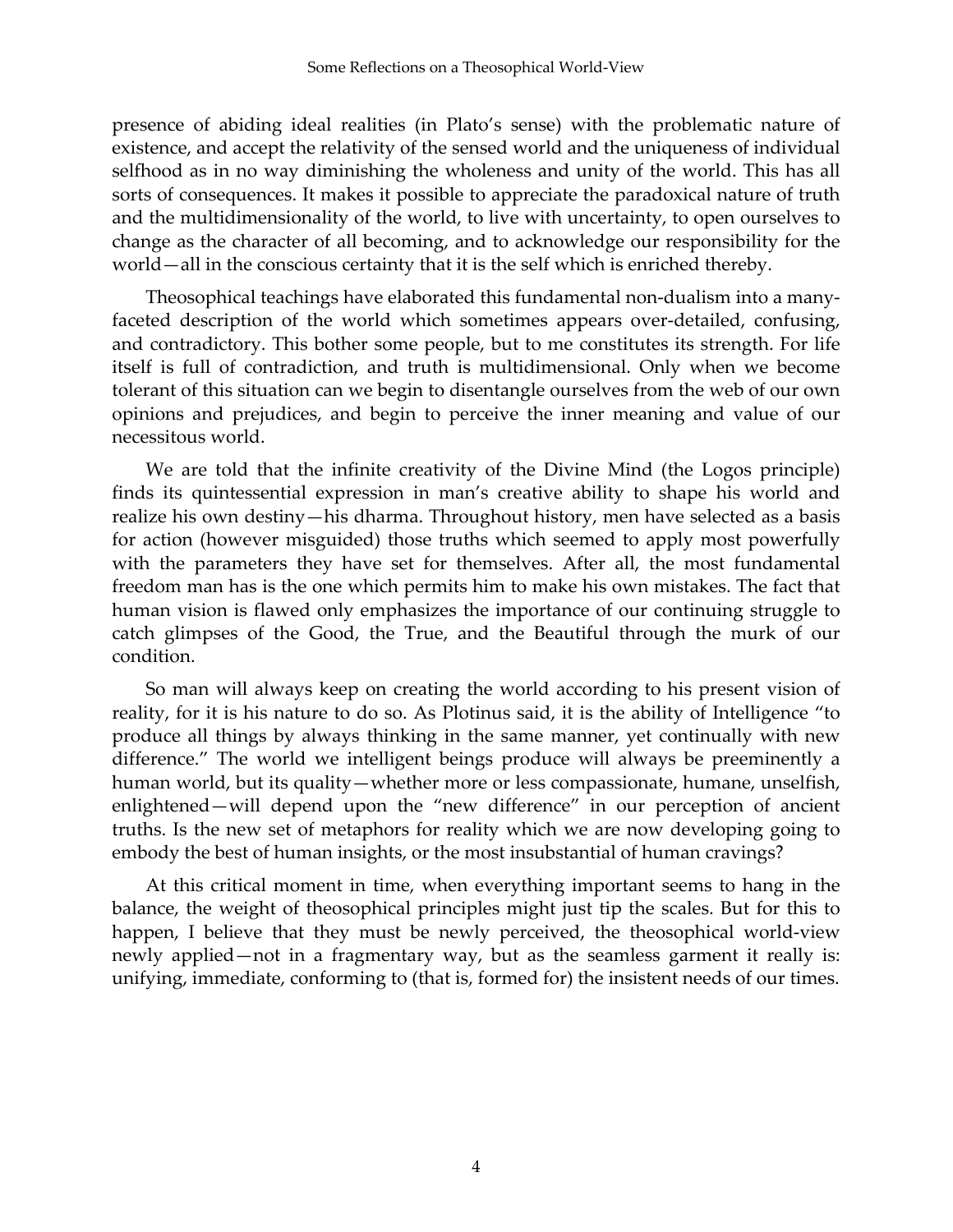presence of abiding ideal realities (in Plato's sense) with the problematic nature of existence, and accept the relativity of the sensed world and the uniqueness of individual selfhood as in no way diminishing the wholeness and unity of the world. This has all sorts of consequences. It makes it possible to appreciate the paradoxical nature of truth and the multidimensionality of the world, to live with uncertainty, to open ourselves to change as the character of all becoming, and to acknowledge our responsibility for the world—all in the conscious certainty that it is the self which is enriched thereby.

Theosophical teachings have elaborated this fundamental non-dualism into a many-faceted description of the world which sometimes appears over-detailed, confusing, and contradictory. This bother some people, but to me constitutes its strength. For life itself is full of contradiction, and truth is multidimensional. Only when we become tolerant of this situation can we begin to disentangle ourselves from the web of our own opinions and prejudices, and begin to perceive the inner meaning and value of our necessitous world.

We are told that the infinite creativity of the Divine Mind (the Logos principle) finds its quintessential expression in man's creative ability to shape his world and realize his own destiny—his dharma. Throughout history, men have selected as a basis for action (however misguided) those truths which seemed to apply most powerfully with the parameters they have set for themselves. After all, the most fundamental freedom man has is the one which permits him to make his own mistakes. The fact that human vision is flawed only emphasizes the importance of our continuing struggle to catch glimpses of the Good, the True, and the Beautiful through the murk of our condition.

So man will always keep on creating the world according to his present vision of reality, for it is his nature to do so. As Plotinus said, it is the ability of Intelligence "to produce all things by always thinking in the same manner, yet continually with new difference." The world we intelligent beings produce will always be preeminently a human world, but its quality—whether more or less compassionate, humane, unselfish, enlightened—will depend upon the "new difference" in our perception of ancient truths. Is the new set of metaphors for reality which we are now developing going to embody the best of human insights, or the most insubstantial of human cravings?

At this critical moment in time, when everything important seems to hang in the balance, the weight of theosophical principles might just tip the scales. But for this to happen, I believe that they must be newly perceived, the theosophical world-view newly applied—not in a fragmentary way, but as the seamless garment it really is: unifying, immediate, conforming to (that is, formed for) the insistent needs of our times.